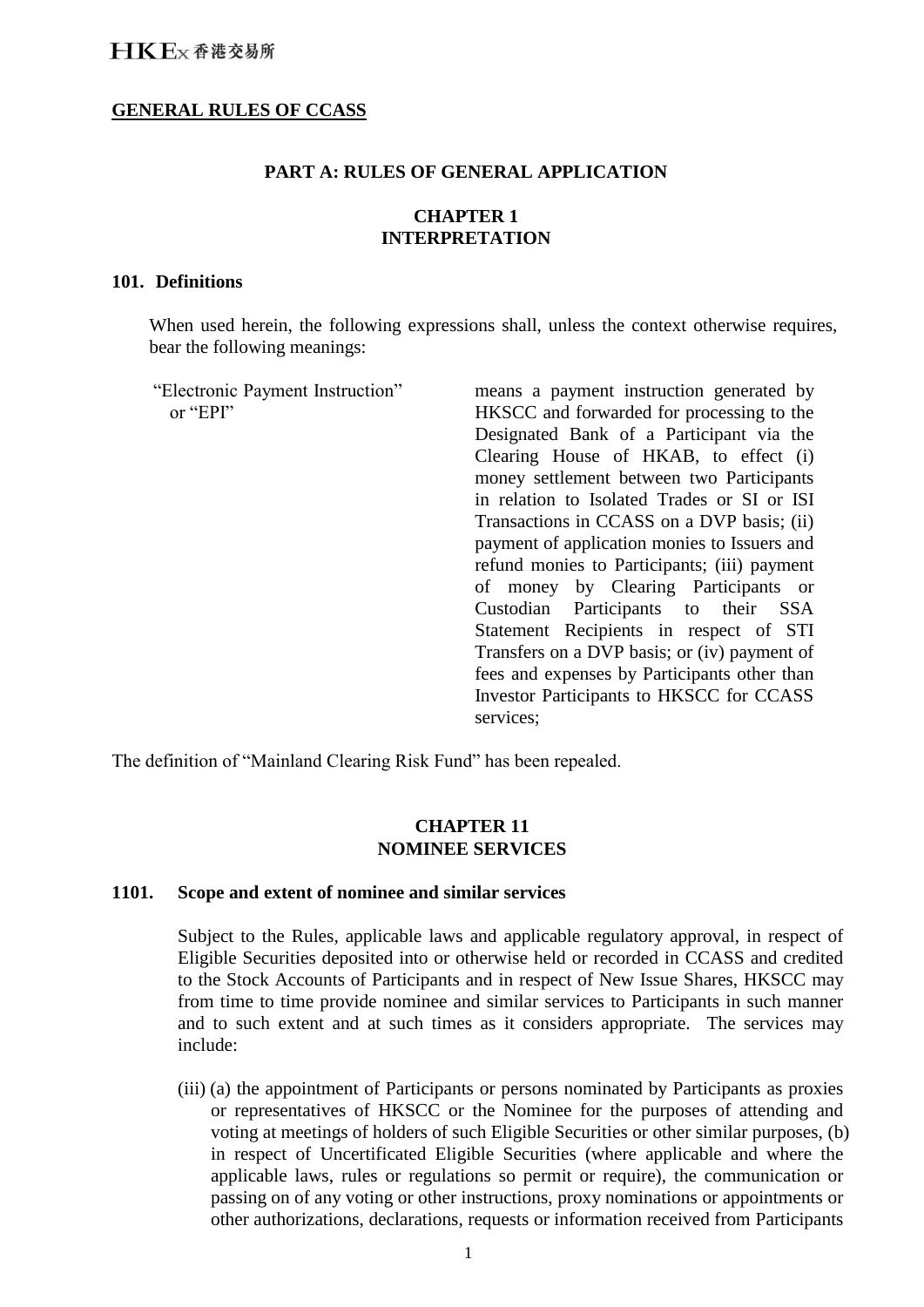## GENERAL RULES OF CCASS

### PART A: RULES OF GENERAL APPLICATION

### CHAPTER 1
### INTERPRETATION

**101. Definitions**

When used herein, the following expressions shall, unless the context otherwise requires, bear the following meanings:

| | |
|---|---|
| "Electronic Payment Instruction" or "EPI" | means a payment instruction generated by HKSCC and forwarded for processing to the Designated Bank of a Participant via the Clearing House of HKAB, to effect (i) money settlement between two Participants in relation to Isolated Trades or SI or ISI Transactions in CCASS on a DVP basis; (ii) payment of application monies to Issuers and refund monies to Participants; (iii) payment of money by Clearing Participants or Custodian Participants to their SSA Statement Recipients in respect of STI Transfers on a DVP basis; or (iv) payment of fees and expenses by Participants other than Investor Participants to HKSCC for CCASS services; |

The definition of "Mainland Clearing Risk Fund" has been repealed.

### CHAPTER 11
### NOMINEE SERVICES

**1101. Scope and extent of nominee and similar services**

Subject to the Rules, applicable laws and applicable regulatory approval, in respect of Eligible Securities deposited into or otherwise held or recorded in CCASS and credited to the Stock Accounts of Participants and in respect of New Issue Shares, HKSCC may from time to time provide nominee and similar services to Participants in such manner and to such extent and at such times as it considers appropriate. The services may include:

(iii) (a) the appointment of Participants or persons nominated by Participants as proxies or representatives of HKSCC or the Nominee for the purposes of attending and voting at meetings of holders of such Eligible Securities or other similar purposes, (b) in respect of Uncertificated Eligible Securities (where applicable and where the applicable laws, rules or regulations so permit or require), the communication or passing on of any voting or other instructions, proxy nominations or appointments or other authorizations, declarations, requests or information received from Participants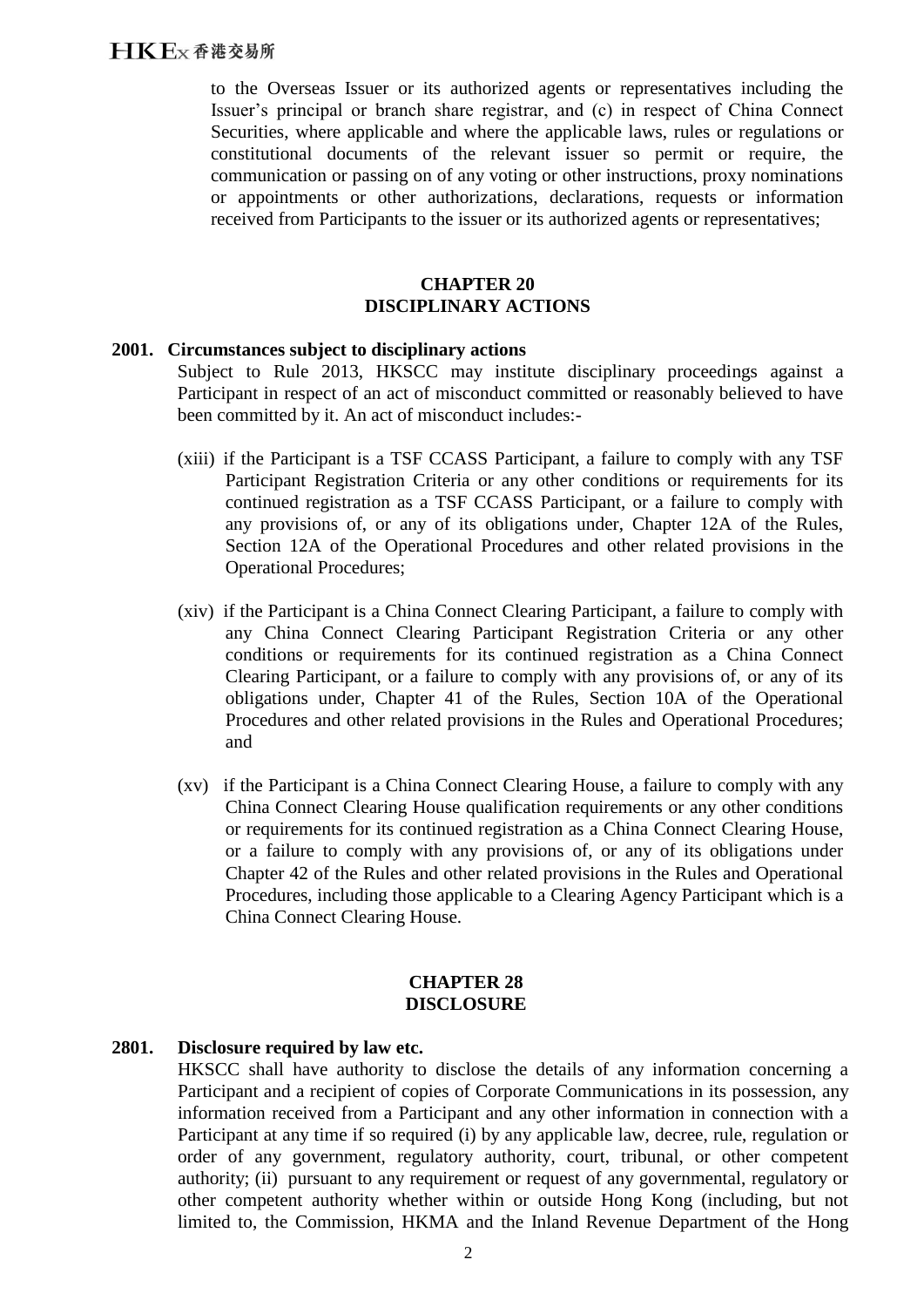to the Overseas Issuer or its authorized agents or representatives including the Issuer's principal or branch share registrar, and (c) in respect of China Connect Securities, where applicable and where the applicable laws, rules or regulations or constitutional documents of the relevant issuer so permit or require, the communication or passing on of any voting or other instructions, proxy nominations or appointments or other authorizations, declarations, requests or information received from Participants to the issuer or its authorized agents or representatives;

## CHAPTER 20
## DISCIPLINARY ACTIONS

**2001. Circumstances subject to disciplinary actions**

Subject to Rule 2013, HKSCC may institute disciplinary proceedings against a Participant in respect of an act of misconduct committed or reasonably believed to have been committed by it. An act of misconduct includes:-

(xiii) if the Participant is a TSF CCASS Participant, a failure to comply with any TSF Participant Registration Criteria or any other conditions or requirements for its continued registration as a TSF CCASS Participant, or a failure to comply with any provisions of, or any of its obligations under, Chapter 12A of the Rules, Section 12A of the Operational Procedures and other related provisions in the Operational Procedures;

(xiv) if the Participant is a China Connect Clearing Participant, a failure to comply with any China Connect Clearing Participant Registration Criteria or any other conditions or requirements for its continued registration as a China Connect Clearing Participant, or a failure to comply with any provisions of, or any of its obligations under, Chapter 41 of the Rules, Section 10A of the Operational Procedures and other related provisions in the Rules and Operational Procedures; and

(xv) if the Participant is a China Connect Clearing House, a failure to comply with any China Connect Clearing House qualification requirements or any other conditions or requirements for its continued registration as a China Connect Clearing House, or a failure to comply with any provisions of, or any of its obligations under Chapter 42 of the Rules and other related provisions in the Rules and Operational Procedures, including those applicable to a Clearing Agency Participant which is a China Connect Clearing House.

## CHAPTER 28
## DISCLOSURE

**2801. Disclosure required by law etc.**

HKSCC shall have authority to disclose the details of any information concerning a Participant and a recipient of copies of Corporate Communications in its possession, any information received from a Participant and any other information in connection with a Participant at any time if so required (i) by any applicable law, decree, rule, regulation or order of any government, regulatory authority, court, tribunal, or other competent authority; (ii) pursuant to any requirement or request of any governmental, regulatory or other competent authority whether within or outside Hong Kong (including, but not limited to, the Commission, HKMA and the Inland Revenue Department of the Hong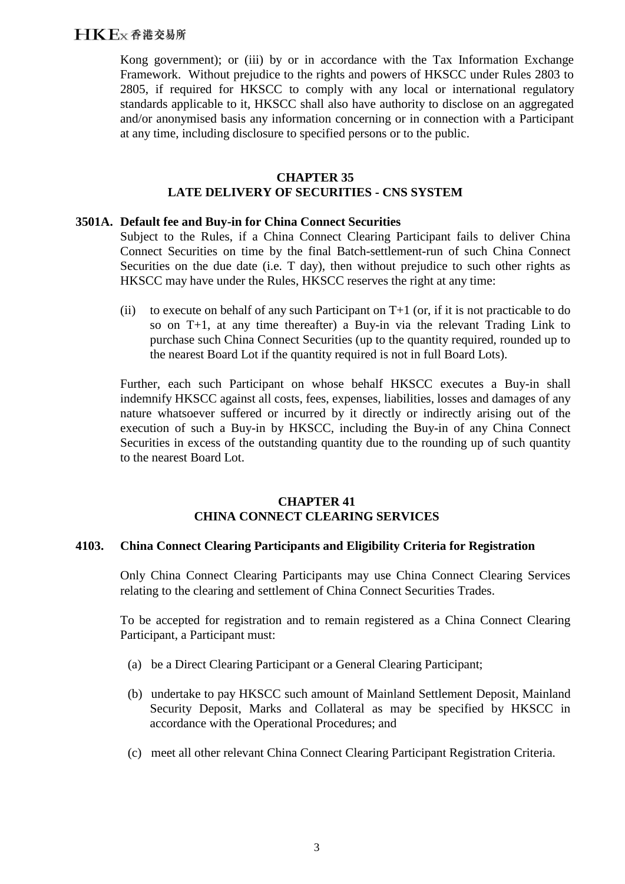Kong government); or (iii) by or in accordance with the Tax Information Exchange Framework. Without prejudice to the rights and powers of HKSCC under Rules 2803 to 2805, if required for HKSCC to comply with any local or international regulatory standards applicable to it, HKSCC shall also have authority to disclose on an aggregated and/or anonymised basis any information concerning or in connection with a Participant at any time, including disclosure to specified persons or to the public.

## CHAPTER 35
## LATE DELIVERY OF SECURITIES - CNS SYSTEM

**3501A. Default fee and Buy-in for China Connect Securities**

Subject to the Rules, if a China Connect Clearing Participant fails to deliver China Connect Securities on time by the final Batch-settlement-run of such China Connect Securities on the due date (i.e. T day), then without prejudice to such other rights as HKSCC may have under the Rules, HKSCC reserves the right at any time:

(ii) to execute on behalf of any such Participant on T+1 (or, if it is not practicable to do so on T+1, at any time thereafter) a Buy-in via the relevant Trading Link to purchase such China Connect Securities (up to the quantity required, rounded up to the nearest Board Lot if the quantity required is not in full Board Lots).

Further, each such Participant on whose behalf HKSCC executes a Buy-in shall indemnify HKSCC against all costs, fees, expenses, liabilities, losses and damages of any nature whatsoever suffered or incurred by it directly or indirectly arising out of the execution of such a Buy-in by HKSCC, including the Buy-in of any China Connect Securities in excess of the outstanding quantity due to the rounding up of such quantity to the nearest Board Lot.

## CHAPTER 41
## CHINA CONNECT CLEARING SERVICES

**4103. China Connect Clearing Participants and Eligibility Criteria for Registration**

Only China Connect Clearing Participants may use China Connect Clearing Services relating to the clearing and settlement of China Connect Securities Trades.

To be accepted for registration and to remain registered as a China Connect Clearing Participant, a Participant must:

(a) be a Direct Clearing Participant or a General Clearing Participant;

(b) undertake to pay HKSCC such amount of Mainland Settlement Deposit, Mainland Security Deposit, Marks and Collateral as may be specified by HKSCC in accordance with the Operational Procedures; and

(c) meet all other relevant China Connect Clearing Participant Registration Criteria.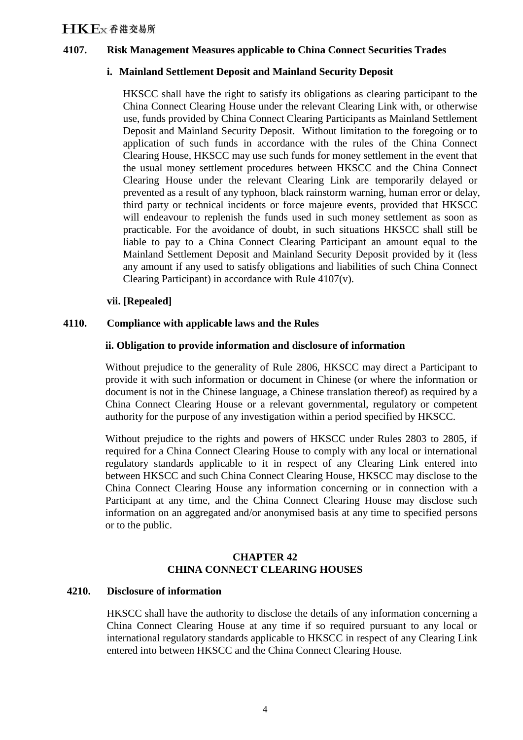**4107. Risk Management Measures applicable to China Connect Securities Trades**

**i. Mainland Settlement Deposit and Mainland Security Deposit**

HKSCC shall have the right to satisfy its obligations as clearing participant to the China Connect Clearing House under the relevant Clearing Link with, or otherwise use, funds provided by China Connect Clearing Participants as Mainland Settlement Deposit and Mainland Security Deposit. Without limitation to the foregoing or to application of such funds in accordance with the rules of the China Connect Clearing House, HKSCC may use such funds for money settlement in the event that the usual money settlement procedures between HKSCC and the China Connect Clearing House under the relevant Clearing Link are temporarily delayed or prevented as a result of any typhoon, black rainstorm warning, human error or delay, third party or technical incidents or force majeure events, provided that HKSCC will endeavour to replenish the funds used in such money settlement as soon as practicable. For the avoidance of doubt, in such situations HKSCC shall still be liable to pay to a China Connect Clearing Participant an amount equal to the Mainland Settlement Deposit and Mainland Security Deposit provided by it (less any amount if any used to satisfy obligations and liabilities of such China Connect Clearing Participant) in accordance with Rule 4107(v).

**vii. [Repealed]**

**4110. Compliance with applicable laws and the Rules**

**ii. Obligation to provide information and disclosure of information**

Without prejudice to the generality of Rule 2806, HKSCC may direct a Participant to provide it with such information or document in Chinese (or where the information or document is not in the Chinese language, a Chinese translation thereof) as required by a China Connect Clearing House or a relevant governmental, regulatory or competent authority for the purpose of any investigation within a period specified by HKSCC.

Without prejudice to the rights and powers of HKSCC under Rules 2803 to 2805, if required for a China Connect Clearing House to comply with any local or international regulatory standards applicable to it in respect of any Clearing Link entered into between HKSCC and such China Connect Clearing House, HKSCC may disclose to the China Connect Clearing House any information concerning or in connection with a Participant at any time, and the China Connect Clearing House may disclose such information on an aggregated and/or anonymised basis at any time to specified persons or to the public.

## CHAPTER 42
## CHINA CONNECT CLEARING HOUSES

**4210. Disclosure of information**

HKSCC shall have the authority to disclose the details of any information concerning a China Connect Clearing House at any time if so required pursuant to any local or international regulatory standards applicable to HKSCC in respect of any Clearing Link entered into between HKSCC and the China Connect Clearing House.